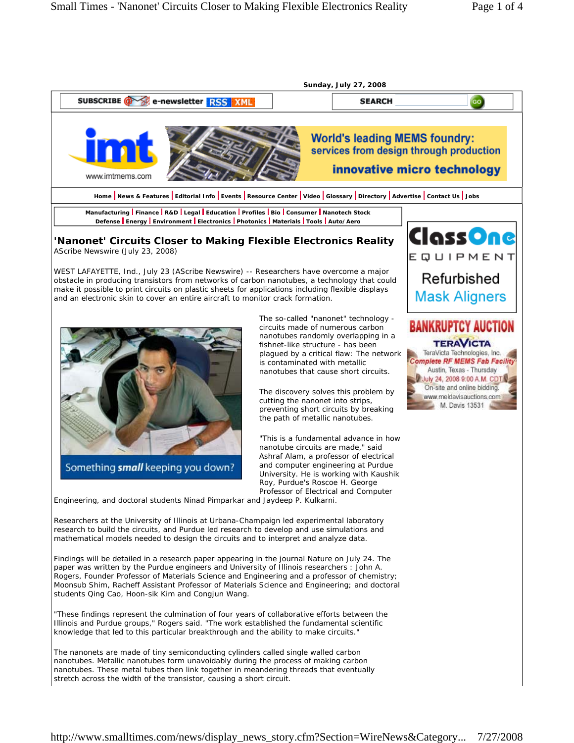Sunday, July 27, 2008

SUBSCRIBE e-newsletter RSS XML | SEARCH

Home | News & Features | Editorial Info | Events | Resource Center | Video | Glossary | Directory | Advertise | Contact Us | Jobs

Manufacturing | Finance | R&D | Legal | Education | Profiles | Bio | Consumer | Nanotech Stock
Defense | Energy | Environment | Electronics | Photonics | Materials | Tools | Auto/Aero

# 'Nanonet' Circuits Closer to Making Flexible Electronics Reality

AScribe Newswire (July 23, 2008)

WEST LAFAYETTE, Ind., July 23 (AScribe Newswire) -- Researchers have overcome a major obstacle in producing transistors from networks of carbon nanotubes, a technology that could make it possible to print circuits on plastic sheets for applications including flexible displays and an electronic skin to cover an entire aircraft to monitor crack formation.

The so-called "nanonet" technology - circuits made of numerous carbon nanotubes randomly overlapping in a fishnet-like structure - has been plagued by a critical flaw: The network is contaminated with metallic nanotubes that cause short circuits.

The discovery solves this problem by cutting the nanonet into strips, preventing short circuits by breaking the path of metallic nanotubes.

"This is a fundamental advance in how nanotube circuits are made," said Ashraf Alam, a professor of electrical and computer engineering at Purdue University. He is working with Kaushik Roy, Purdue's Roscoe H. George Professor of Electrical and Computer Engineering, and doctoral students Ninad Pimparkar and Jaydeep P. Kulkarni.

Researchers at the University of Illinois at Urbana-Champaign led experimental laboratory research to build the circuits, and Purdue led research to develop and use simulations and mathematical models needed to design the circuits and to interpret and analyze data.

Findings will be detailed in a research paper appearing in the journal Nature on July 24. The paper was written by the Purdue engineers and University of Illinois researchers : John A. Rogers, Founder Professor of Materials Science and Engineering and a professor of chemistry; Moonsub Shim, Racheff Assistant Professor of Materials Science and Engineering; and doctoral students Qing Cao, Hoon-sik Kim and Congjun Wang.

"These findings represent the culmination of four years of collaborative efforts between the Illinois and Purdue groups," Rogers said. "The work established the fundamental scientific knowledge that led to this particular breakthrough and the ability to make circuits."

The nanonets are made of tiny semiconducting cylinders called single walled carbon nanotubes. Metallic nanotubes form unavoidably during the process of making carbon nanotubes. These metal tubes then link together in meandering threads that eventually stretch across the width of the transistor, causing a short circuit.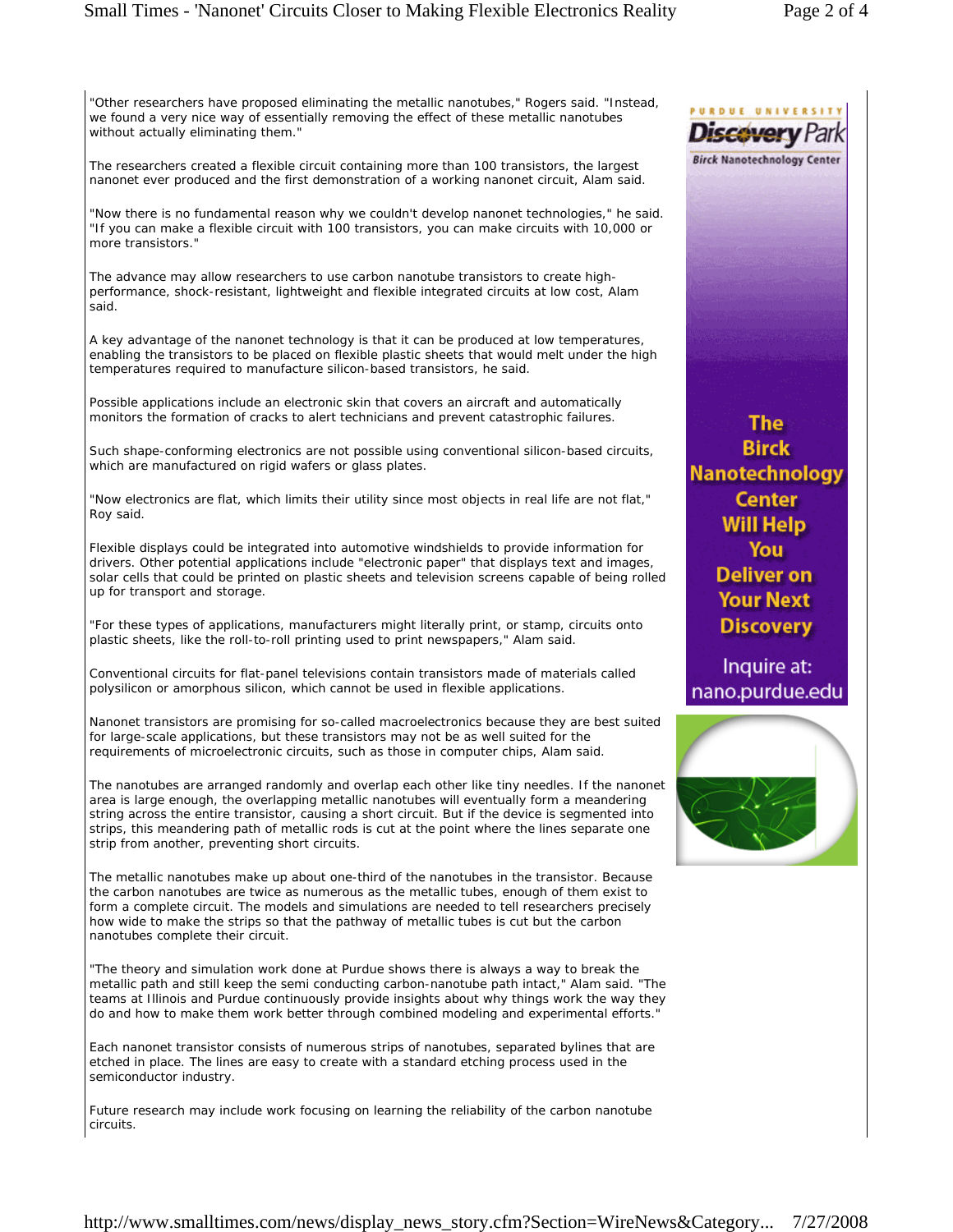"Other researchers have proposed eliminating the metallic nanotubes," Rogers said. "Instead, we found a very nice way of essentially removing the effect of these metallic nanotubes without actually eliminating them."

The researchers created a flexible circuit containing more than 100 transistors, the largest nanonet ever produced and the first demonstration of a working nanonet circuit, Alam said.

"Now there is no fundamental reason why we couldn't develop nanonet technologies," he said. "If you can make a flexible circuit with 100 transistors, you can make circuits with 10,000 or more transistors."

The advance may allow researchers to use carbon nanotube transistors to create high-performance, shock-resistant, lightweight and flexible integrated circuits at low cost, Alam said.

A key advantage of the nanonet technology is that it can be produced at low temperatures, enabling the transistors to be placed on flexible plastic sheets that would melt under the high temperatures required to manufacture silicon-based transistors, he said.

Possible applications include an electronic skin that covers an aircraft and automatically monitors the formation of cracks to alert technicians and prevent catastrophic failures.

Such shape-conforming electronics are not possible using conventional silicon-based circuits, which are manufactured on rigid wafers or glass plates.

"Now electronics are flat, which limits their utility since most objects in real life are not flat," Roy said.

Flexible displays could be integrated into automotive windshields to provide information for drivers. Other potential applications include "electronic paper" that displays text and images, solar cells that could be printed on plastic sheets and television screens capable of being rolled up for transport and storage.

"For these types of applications, manufacturers might literally print, or stamp, circuits onto plastic sheets, like the roll-to-roll printing used to print newspapers," Alam said.

Conventional circuits for flat-panel televisions contain transistors made of materials called polysilicon or amorphous silicon, which cannot be used in flexible applications.

Nanonet transistors are promising for so-called macroelectronics because they are best suited for large-scale applications, but these transistors may not be as well suited for the requirements of microelectronic circuits, such as those in computer chips, Alam said.

The nanotubes are arranged randomly and overlap each other like tiny needles. If the nanonet area is large enough, the overlapping metallic nanotubes will eventually form a meandering string across the entire transistor, causing a short circuit. But if the device is segmented into strips, this meandering path of metallic rods is cut at the point where the lines separate one strip from another, preventing short circuits.

The metallic nanotubes make up about one-third of the nanotubes in the transistor. Because the carbon nanotubes are twice as numerous as the metallic tubes, enough of them exist to form a complete circuit. The models and simulations are needed to tell researchers precisely how wide to make the strips so that the pathway of metallic tubes is cut but the carbon nanotubes complete their circuit.

"The theory and simulation work done at Purdue shows there is always a way to break the metallic path and still keep the semi conducting carbon-nanotube path intact," Alam said. "The teams at Illinois and Purdue continuously provide insights about why things work the way they do and how to make them work better through combined modeling and experimental efforts."

Each nanonet transistor consists of numerous strips of nanotubes, separated bylines that are etched in place. The lines are easy to create with a standard etching process used in the semiconductor industry.

Future research may include work focusing on learning the reliability of the carbon nanotube circuits.

PURDUE UNIVERSITY Discovery Park Birck Nanotechnology Center

The Birck Nanotechnology Center Will Help You Deliver on Your Next Discovery

Inquire at: nano.purdue.edu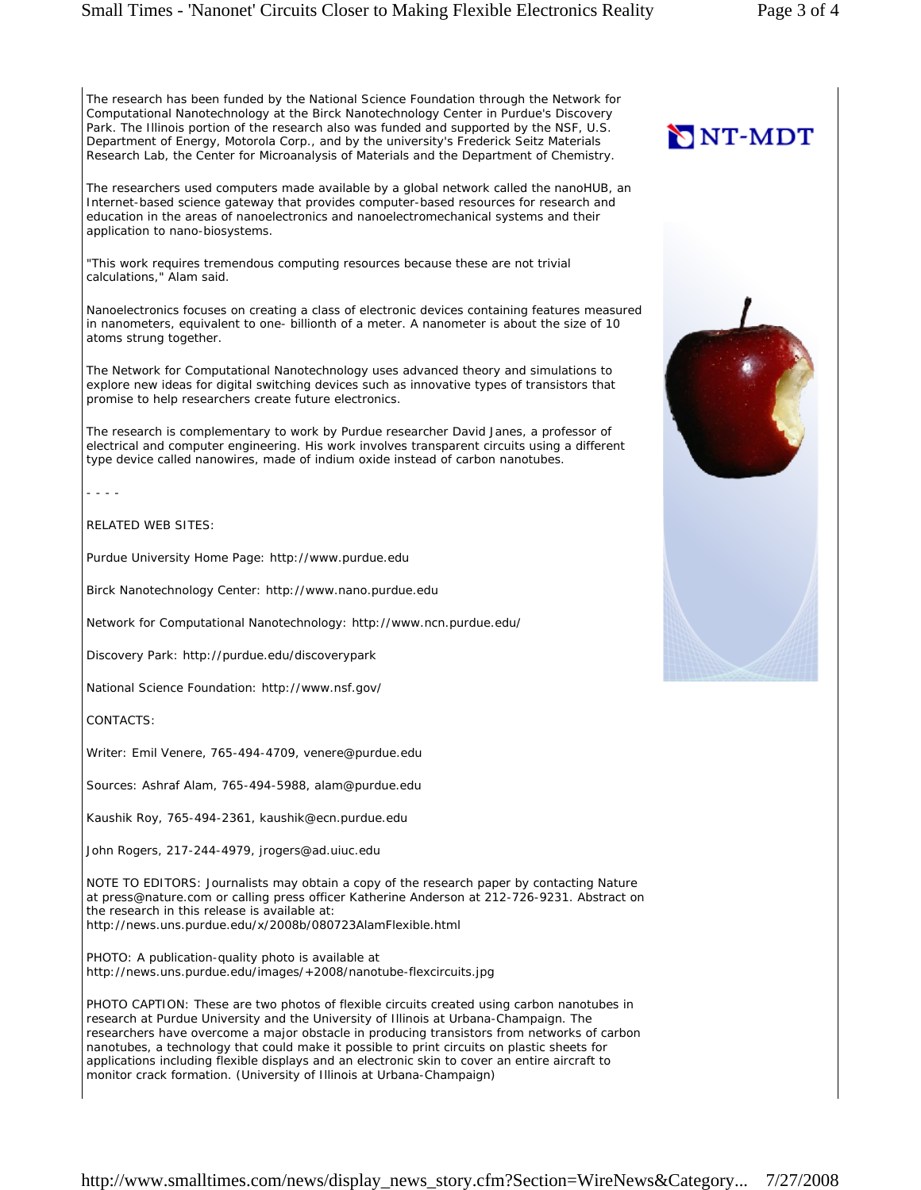The research has been funded by the National Science Foundation through the Network for Computational Nanotechnology at the Birck Nanotechnology Center in Purdue's Discovery Park. The Illinois portion of the research also was funded and supported by the NSF, U.S. Department of Energy, Motorola Corp., and by the university's Frederick Seitz Materials Research Lab, the Center for Microanalysis of Materials and the Department of Chemistry.

The researchers used computers made available by a global network called the nanoHUB, an Internet-based science gateway that provides computer-based resources for research and education in the areas of nanoelectronics and nanoelectromechanical systems and their application to nano-biosystems.

"This work requires tremendous computing resources because these are not trivial calculations," Alam said.

Nanoelectronics focuses on creating a class of electronic devices containing features measured in nanometers, equivalent to one- billionth of a meter. A nanometer is about the size of 10 atoms strung together.

The Network for Computational Nanotechnology uses advanced theory and simulations to explore new ideas for digital switching devices such as innovative types of transistors that promise to help researchers create future electronics.

The research is complementary to work by Purdue researcher David Janes, a professor of electrical and computer engineering. His work involves transparent circuits using a different type device called nanowires, made of indium oxide instead of carbon nanotubes.

- - - -

RELATED WEB SITES:

Purdue University Home Page: http://www.purdue.edu

Birck Nanotechnology Center: http://www.nano.purdue.edu

Network for Computational Nanotechnology: http://www.ncn.purdue.edu/

Discovery Park: http://purdue.edu/discoverypark

National Science Foundation: http://www.nsf.gov/

CONTACTS:

Writer: Emil Venere, 765-494-4709, venere@purdue.edu

Sources: Ashraf Alam, 765-494-5988, alam@purdue.edu

Kaushik Roy, 765-494-2361, kaushik@ecn.purdue.edu

John Rogers, 217-244-4979, jrogers@ad.uiuc.edu

NOTE TO EDITORS: Journalists may obtain a copy of the research paper by contacting Nature at press@nature.com or calling press officer Katherine Anderson at 212-726-9231. Abstract on the research in this release is available at:
http://news.uns.purdue.edu/x/2008b/080723AlamFlexible.html

PHOTO: A publication-quality photo is available at
http://news.uns.purdue.edu/images/+2008/nanotube-flexcircuits.jpg

PHOTO CAPTION: These are two photos of flexible circuits created using carbon nanotubes in research at Purdue University and the University of Illinois at Urbana-Champaign. The researchers have overcome a major obstacle in producing transistors from networks of carbon nanotubes, a technology that could make it possible to print circuits on plastic sheets for applications including flexible displays and an electronic skin to cover an entire aircraft to monitor crack formation. (University of Illinois at Urbana-Champaign)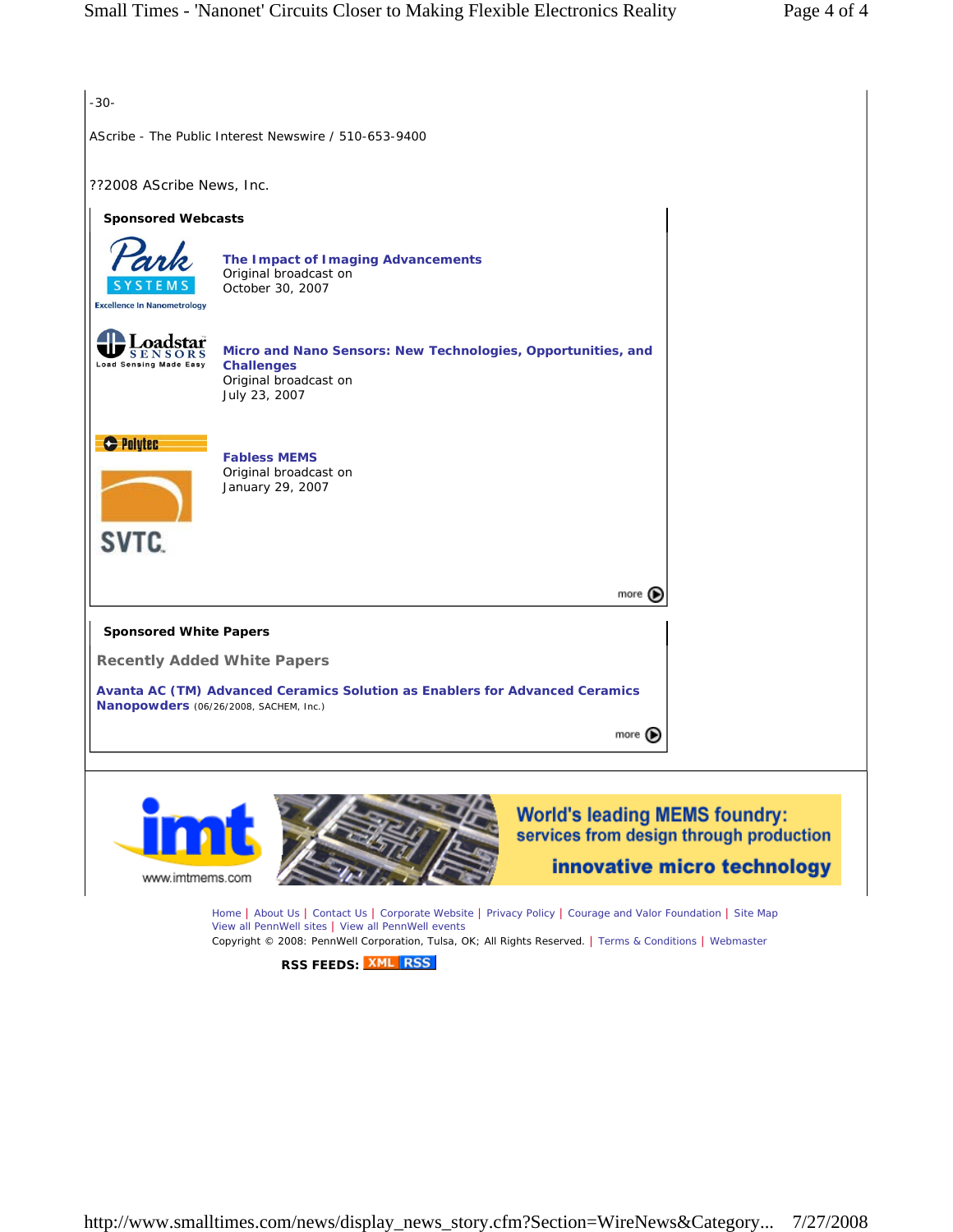-30-

AScribe - The Public Interest Newswire / 510-653-9400

??2008 AScribe News, Inc.

**Sponsored Webcasts**

Park SYSTEMS
Excellence In Nanometrology

**The Impact of Imaging Advancements**
Original broadcast on
October 30, 2007

Loadstar SENSORS
Load Sensing Made Easy

**Micro and Nano Sensors: New Technologies, Opportunities, and Challenges**
Original broadcast on
July 23, 2007

Polytec

SVTC.

**Fabless MEMS**
Original broadcast on
January 29, 2007

more

**Sponsored White Papers**

**Recently Added White Papers**

**Avanta AC (TM) Advanced Ceramics Solution as Enablers for Advanced Ceramics Nanopowders** (06/26/2008, SACHEM, Inc.)

more

imt
www.imtmems.com

World's leading MEMS foundry:
services from design through production

innovative micro technology

Home | About Us | Contact Us | Corporate Website | Privacy Policy | Courage and Valor Foundation | Site Map
View all PennWell sites | View all PennWell events
Copyright © 2008: PennWell Corporation, Tulsa, OK; All Rights Reserved. | Terms & Conditions | Webmaster

**RSS FEEDS:** XML RSS